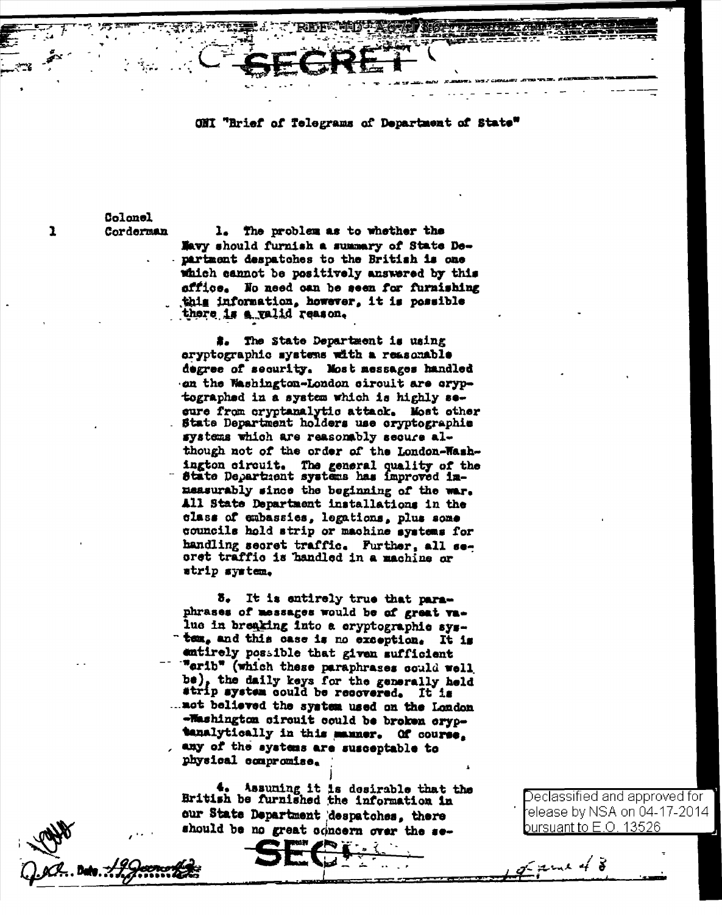SECRET

ONI "Brief of Telegrams of Department of State"

Colonel Corderman

1. The problem as to whether the Navy should furnish a summary of State Department despatches to the British is one which cannot be positively answered by this office. No need can be seen for furnishing this information, however, it is possible there is a valid reason.

2. The State Department is using cryptographic systems with a reasonable degree of security. Most messages handled on the Washington-London circuit are cryptographed in a system which is highly secure from cryptanalytic attack. Most other State Department holders use cryptographic systems which are reasonably secure although not of the order of the London-Washington circuit. The general quality of the State Department systems has improved immeasurably since the beginning of the war. All State Department installations in the class of embassies, legations, plus some councils hold strip or machine systems for handling secret traffic. Further, all secret traffic is handled in a machine or strip system.

3. It is entirely true that paraphrases of messages would be of great value in breaking into a cryptographic system, and this case is no exception. It is entirely possible that given sufficient "crib" (which these paraphrases could well be), the daily keys for the generally held strip system could be recovered. It is not believed the system used on the London-Washington circuit could be broken cryptanalytically in this manner. Of course, any of the systems are susceptible to physical compromise.

4. Assuming it is desirable that the British be furnished the information in our State Department despatches, there should be no great concern over the se-

Declassified and approved for release by NSA on 04-17-2014 pursuant to E.O. 13526

SECRET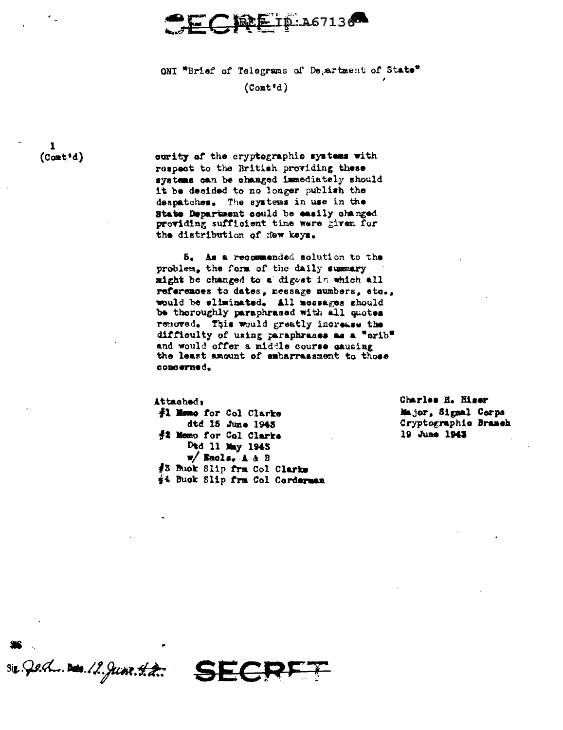SECRET

ONI "Brief of Telegrams of Department of State" (Cont'd)

1 (Cont'd)

curity of the cryptographic systems with respect to the British providing these systems can be changed immediately should it be decided to no longer publish the despatches. The systems in use in the State Department could be easily changed providing sufficient time were given for the distribution of new keys.

5. As a recommended solution to the problem, the form of the daily summary might be changed to a digest in which all references to dates, message numbers, etc., would be eliminated. All messages should be thoroughly paraphrased with all quotes removed. This would greatly increase the difficulty of using paraphrases as a "crib" and would offer a middle course causing the least amount of embarrassment to those concerned.

Attached:
#1 Memo for Col Clarke dtd 15 June 1943
#2 Memo for Col Clarke Dtd 11 May 1943 w/ Encls. A & B
#3 Buck Slip frm Col Clarke
#4 Buck Slip frm Col Corderman

Charles H. Hiser
Major, Signal Corps
Cryptographic Branch
19 June 1943

SSC
Sig. J.E.A. Date 19 June 43

SECRET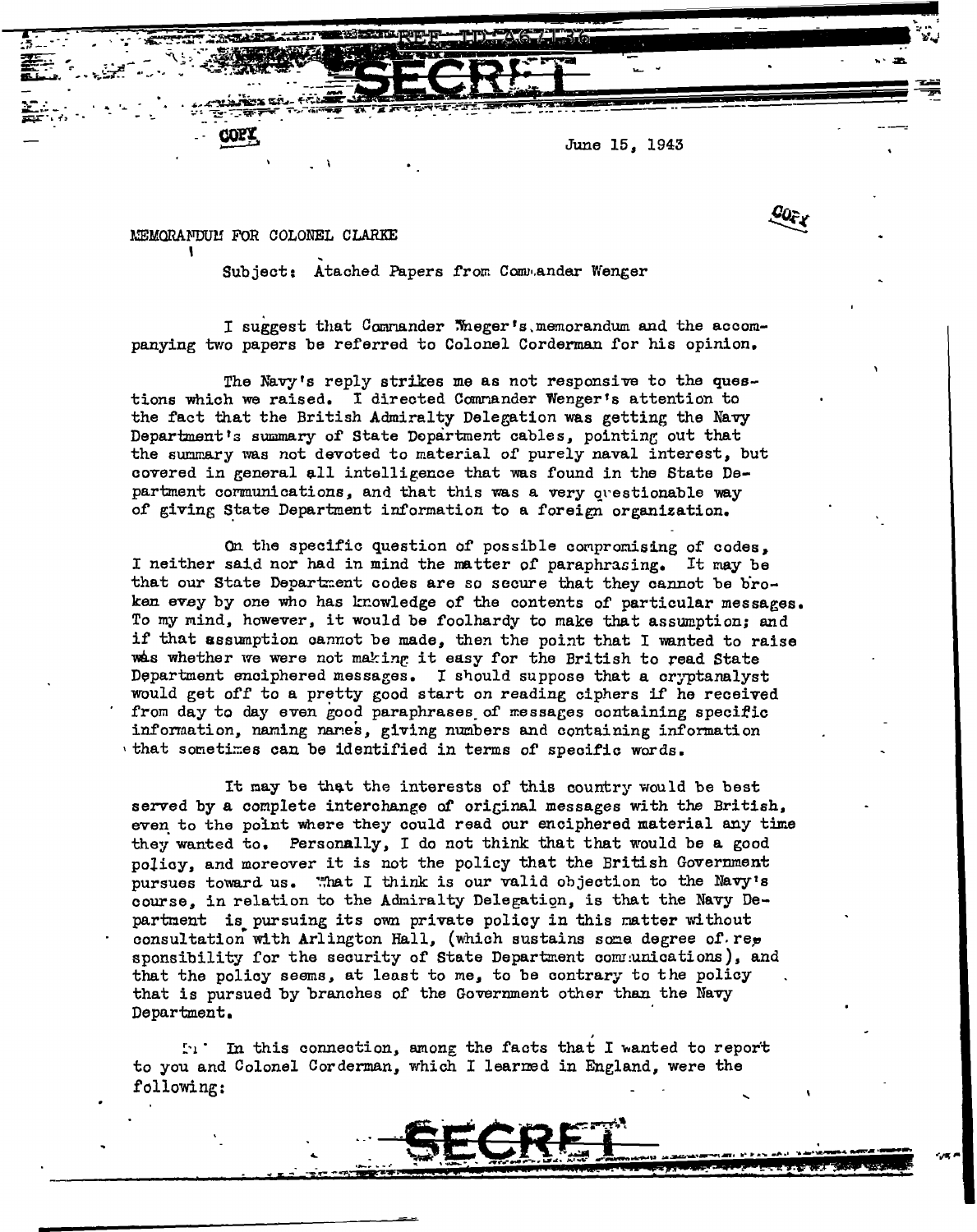SECRET

COPY

June 15, 1943

COPY

MEMORANDUM FOR COLONEL CLARKE

Subject: Atached Papers from Commander Wenger

I suggest that Commander Wneger's memorandum and the accompanying two papers be referred to Colonel Corderman for his opinion.

The Navy's reply strikes me as not responsive to the questions which we raised. I directed Commander Wenger's attention to the fact that the British Admiralty Delegation was getting the Navy Department's summary of State Department cables, pointing out that the summary was not devoted to material of purely naval interest, but covered in general all intelligence that was found in the State Department communications, and that this was a very questionable way of giving State Department information to a foreign organization.

On the specific question of possible compromising of codes, I neither said nor had in mind the matter of paraphrasing. It may be that our State Department codes are so secure that they cannot be broken evey by one who has knowledge of the contents of particular messages. To my mind, however, it would be foolhardy to make that assumption; and if that assumption cannot be made, then the point that I wanted to raise was whether we were not making it easy for the British to read State Department enciphered messages. I should suppose that a cryptanalyst would get off to a pretty good start on reading ciphers if he received from day to day even good paraphrases of messages containing specific information, naming names, giving numbers and containing information that sometimes can be identified in terms of specific words.

It may be that the interests of this country would be best served by a complete interchange of original messages with the British, even to the point where they could read our enciphered material any time they wanted to. Personally, I do not think that that would be a good policy, and moreover it is not the policy that the British Government pursues toward us. What I think is our valid objection to the Navy's course, in relation to the Admiralty Delegation, is that the Navy Department is pursuing its own private policy in this matter without consultation with Arlington Hall, (which sustains some degree of responsibility for the security of State Department communications), and that the policy seems, at least to me, to be contrary to the policy that is pursued by branches of the Government other than the Navy Department.

In this connection, among the facts that I wanted to report to you and Colonel Corderman, which I learned in England, were the following:

SECRET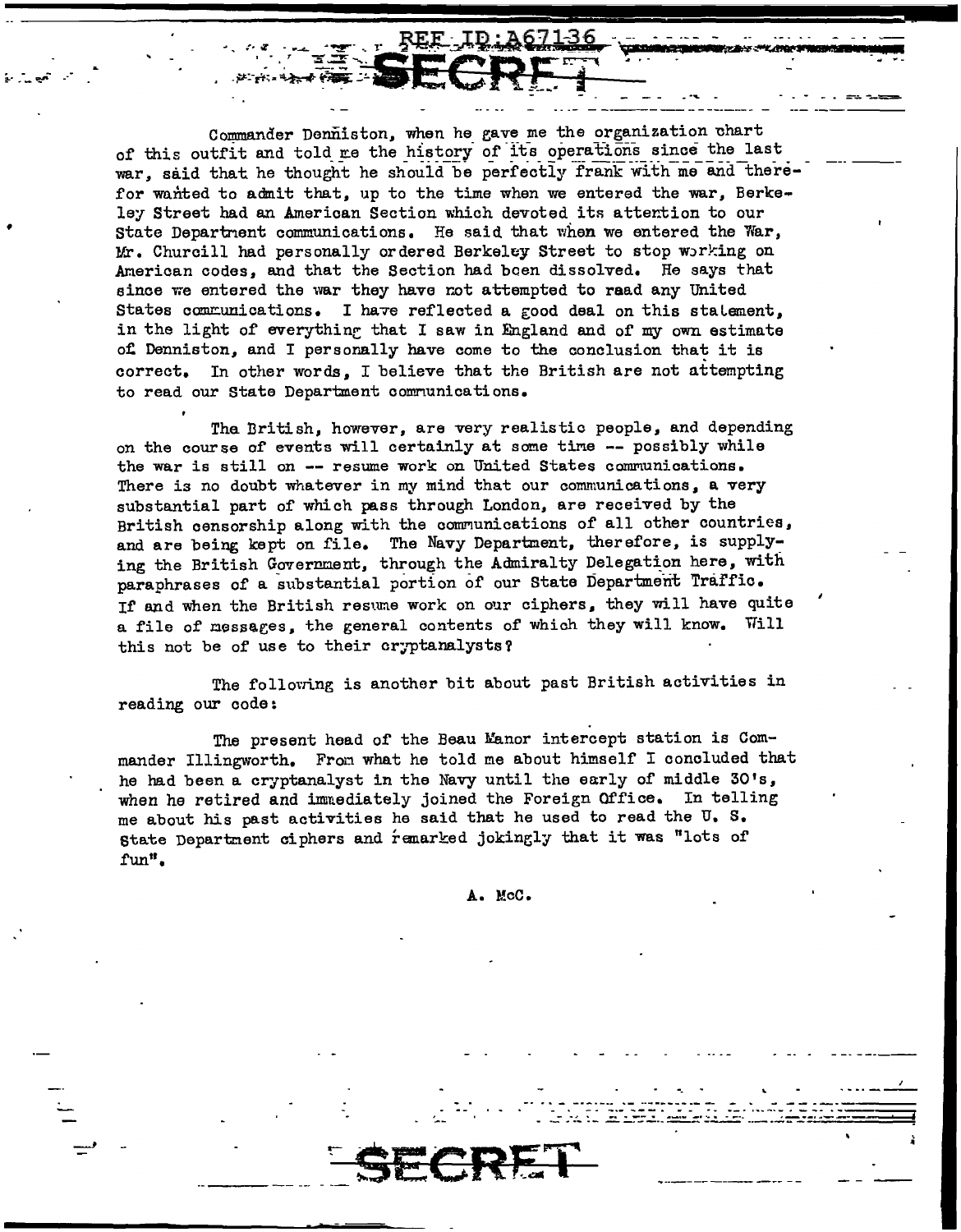Commander Denniston, when he gave me the organization chart of this outfit and told me the history of its operations since the last war, said that he thought he should be perfectly frank with me and therefor wanted to admit that, up to the time when we entered the war, Berkeley Street had an American Section which devoted its attention to our State Department communications. He said that when we entered the War, Mr. Churcill had personally ordered Berkeley Street to stop working on American codes, and that the Section had boen dissolved. He says that since we entered the war they have not attempted to read any United States communications. I have reflected a good deal on this statement, in the light of everything that I saw in England and of my own estimate of Denniston, and I personally have come to the conclusion that it is correct. In other words, I believe that the British are not attempting to read our State Department communications.

The British, however, are very realistic people, and depending on the course of events will certainly at some time -- possibly while the war is still on -- resume work on United States communications. There is no doubt whatever in my mind that our communications, a very substantial part of which pass through London, are received by the British censorship along with the communications of all other countries, and are being kept on file. The Navy Department, therefore, is supplying the British Government, through the Admiralty Delegation here, with paraphrases of a substantial portion of our State Department Traffic. If and when the British resume work on our ciphers, they will have quite a file of messages, the general contents of which they will know. Will this not be of use to their cryptanalysts?

The following is another bit about past British activities in reading our code:

The present head of the Beau Manor intercept station is Commander Illingworth. From what he told me about himself I concluded that he had been a cryptanalyst in the Navy until the early of middle 30's, when he retired and immediately joined the Foreign Office. In telling me about his past activities he said that he used to read the U. S. State Department ciphers and remarked jokingly that it was "lots of fun".

A. McC.